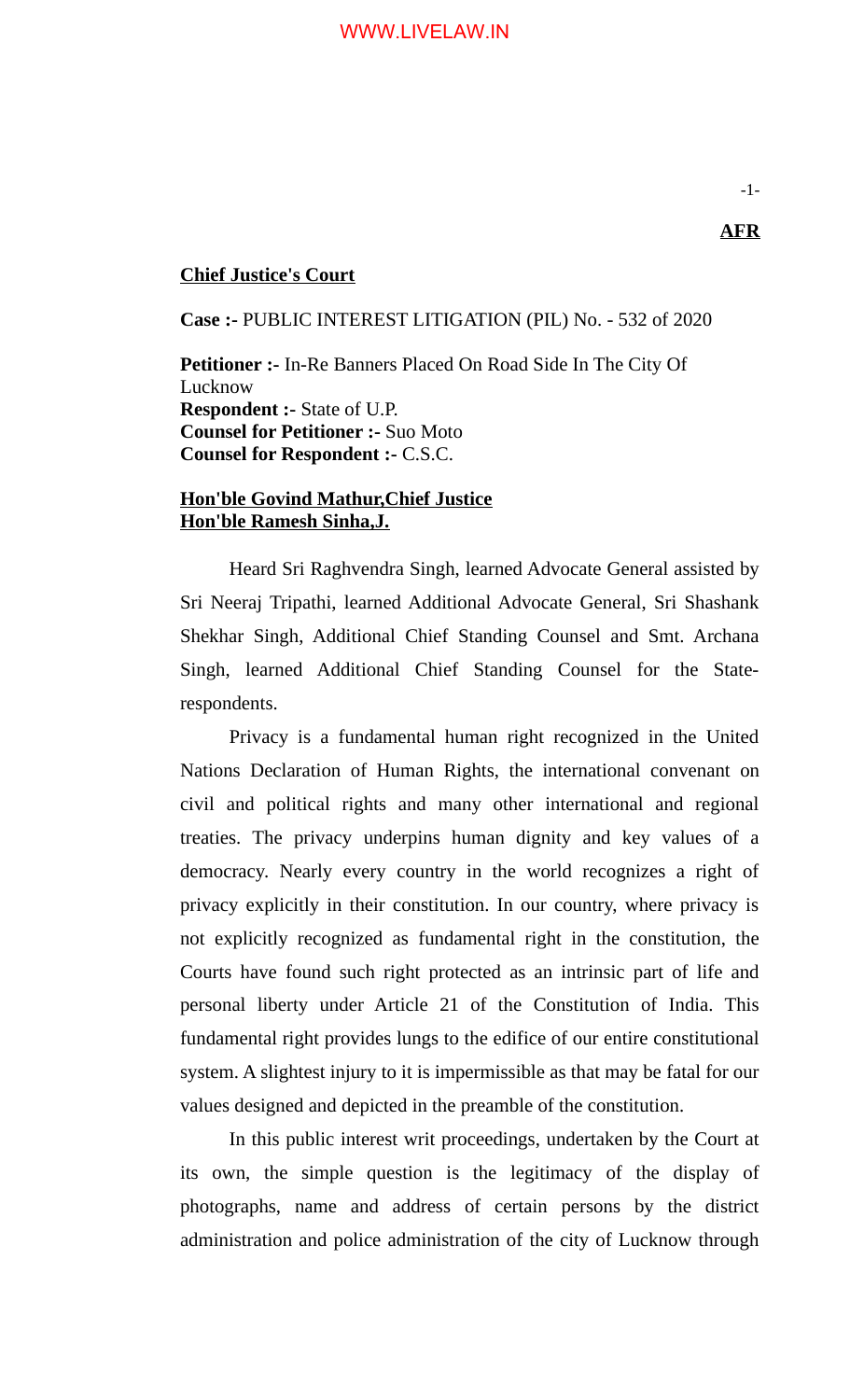**AFR**

**Chief Justice's Court**

**Case :-** PUBLIC INTEREST LITIGATION (PIL) No. - 532 of 2020

**Petitioner :-** In-Re Banners Placed On Road Side In The City Of Lucknow
**Respondent :-** State of U.P.
**Counsel for Petitioner :-** Suo Moto
**Counsel for Respondent :-** C.S.C.

**Hon'ble Govind Mathur,Chief Justice**
**Hon'ble Ramesh Sinha,J.**

Heard Sri Raghvendra Singh, learned Advocate General assisted by Sri Neeraj Tripathi, learned Additional Advocate General, Sri Shashank Shekhar Singh, Additional Chief Standing Counsel and Smt. Archana Singh, learned Additional Chief Standing Counsel for the State-respondents.

Privacy is a fundamental human right recognized in the United Nations Declaration of Human Rights, the international convenant on civil and political rights and many other international and regional treaties. The privacy underpins human dignity and key values of a democracy. Nearly every country in the world recognizes a right of privacy explicitly in their constitution. In our country, where privacy is not explicitly recognized as fundamental right in the constitution, the Courts have found such right protected as an intrinsic part of life and personal liberty under Article 21 of the Constitution of India. This fundamental right provides lungs to the edifice of our entire constitutional system. A slightest injury to it is impermissible as that may be fatal for our values designed and depicted in the preamble of the constitution.

In this public interest writ proceedings, undertaken by the Court at its own, the simple question is the legitimacy of the display of photographs, name and address of certain persons by the district administration and police administration of the city of Lucknow through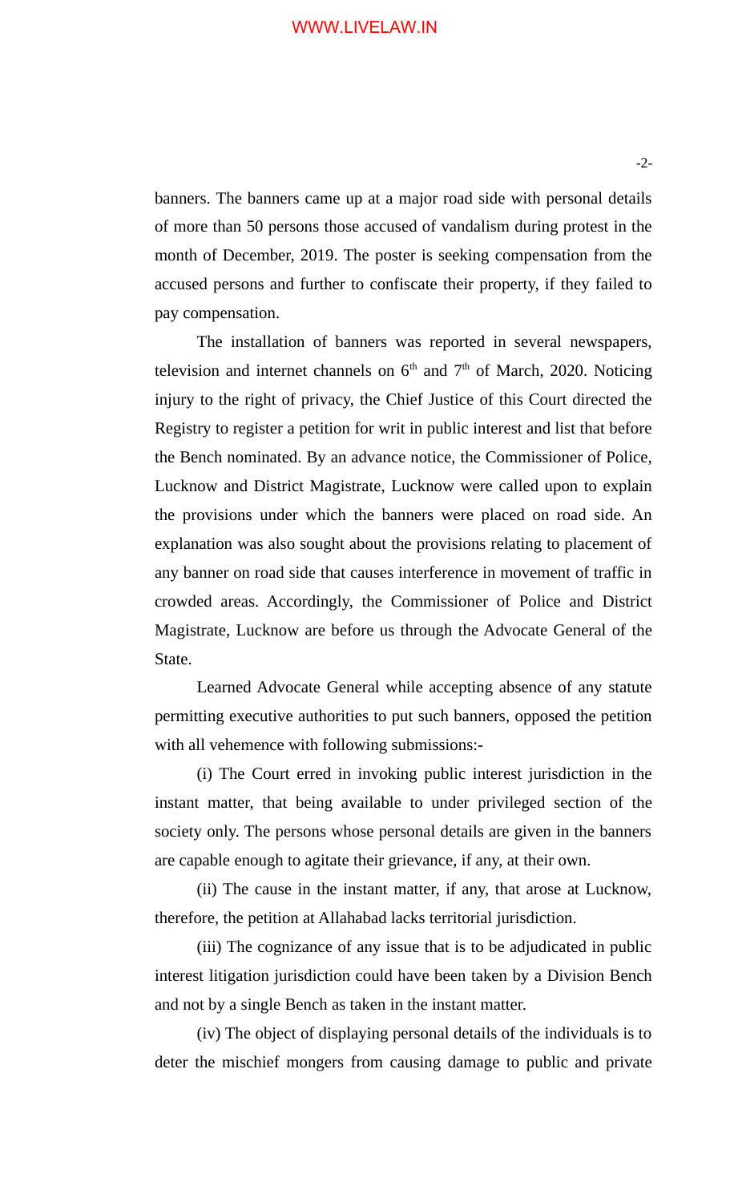banners. The banners came up at a major road side with personal details of more than 50 persons those accused of vandalism during protest in the month of December, 2019. The poster is seeking compensation from the accused persons and further to confiscate their property, if they failed to pay compensation.

The installation of banners was reported in several newspapers, television and internet channels on 6th and 7th of March, 2020. Noticing injury to the right of privacy, the Chief Justice of this Court directed the Registry to register a petition for writ in public interest and list that before the Bench nominated. By an advance notice, the Commissioner of Police, Lucknow and District Magistrate, Lucknow were called upon to explain the provisions under which the banners were placed on road side. An explanation was also sought about the provisions relating to placement of any banner on road side that causes interference in movement of traffic in crowded areas. Accordingly, the Commissioner of Police and District Magistrate, Lucknow are before us through the Advocate General of the State.

Learned Advocate General while accepting absence of any statute permitting executive authorities to put such banners, opposed the petition with all vehemence with following submissions:-

(i) The Court erred in invoking public interest jurisdiction in the instant matter, that being available to under privileged section of the society only. The persons whose personal details are given in the banners are capable enough to agitate their grievance, if any, at their own.

(ii) The cause in the instant matter, if any, that arose at Lucknow, therefore, the petition at Allahabad lacks territorial jurisdiction.

(iii) The cognizance of any issue that is to be adjudicated in public interest litigation jurisdiction could have been taken by a Division Bench and not by a single Bench as taken in the instant matter.

(iv) The object of displaying personal details of the individuals is to deter the mischief mongers from causing damage to public and private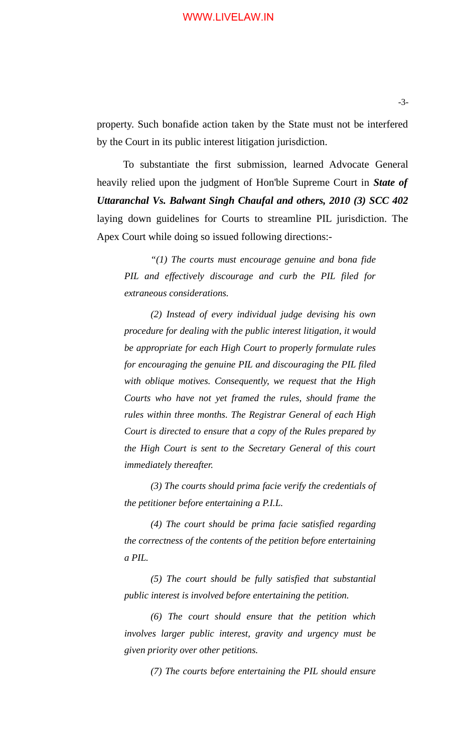property. Such bonafide action taken by the State must not be interfered by the Court in its public interest litigation jurisdiction.

To substantiate the first submission, learned Advocate General heavily relied upon the judgment of Hon'ble Supreme Court in ***State of Uttaranchal Vs. Balwant Singh Chaufal and others, 2010 (3) SCC 402*** laying down guidelines for Courts to streamline PIL jurisdiction. The Apex Court while doing so issued following directions:-

> *"(1) The courts must encourage genuine and bona fide PIL and effectively discourage and curb the PIL filed for extraneous considerations.*
>
> *(2) Instead of every individual judge devising his own procedure for dealing with the public interest litigation, it would be appropriate for each High Court to properly formulate rules for encouraging the genuine PIL and discouraging the PIL filed with oblique motives. Consequently, we request that the High Courts who have not yet framed the rules, should frame the rules within three months. The Registrar General of each High Court is directed to ensure that a copy of the Rules prepared by the High Court is sent to the Secretary General of this court immediately thereafter.*
>
> *(3) The courts should prima facie verify the credentials of the petitioner before entertaining a P.I.L.*
>
> *(4) The court should be prima facie satisfied regarding the correctness of the contents of the petition before entertaining a PIL.*
>
> *(5) The court should be fully satisfied that substantial public interest is involved before entertaining the petition.*
>
> *(6) The court should ensure that the petition which involves larger public interest, gravity and urgency must be given priority over other petitions.*
>
> *(7) The courts before entertaining the PIL should ensure*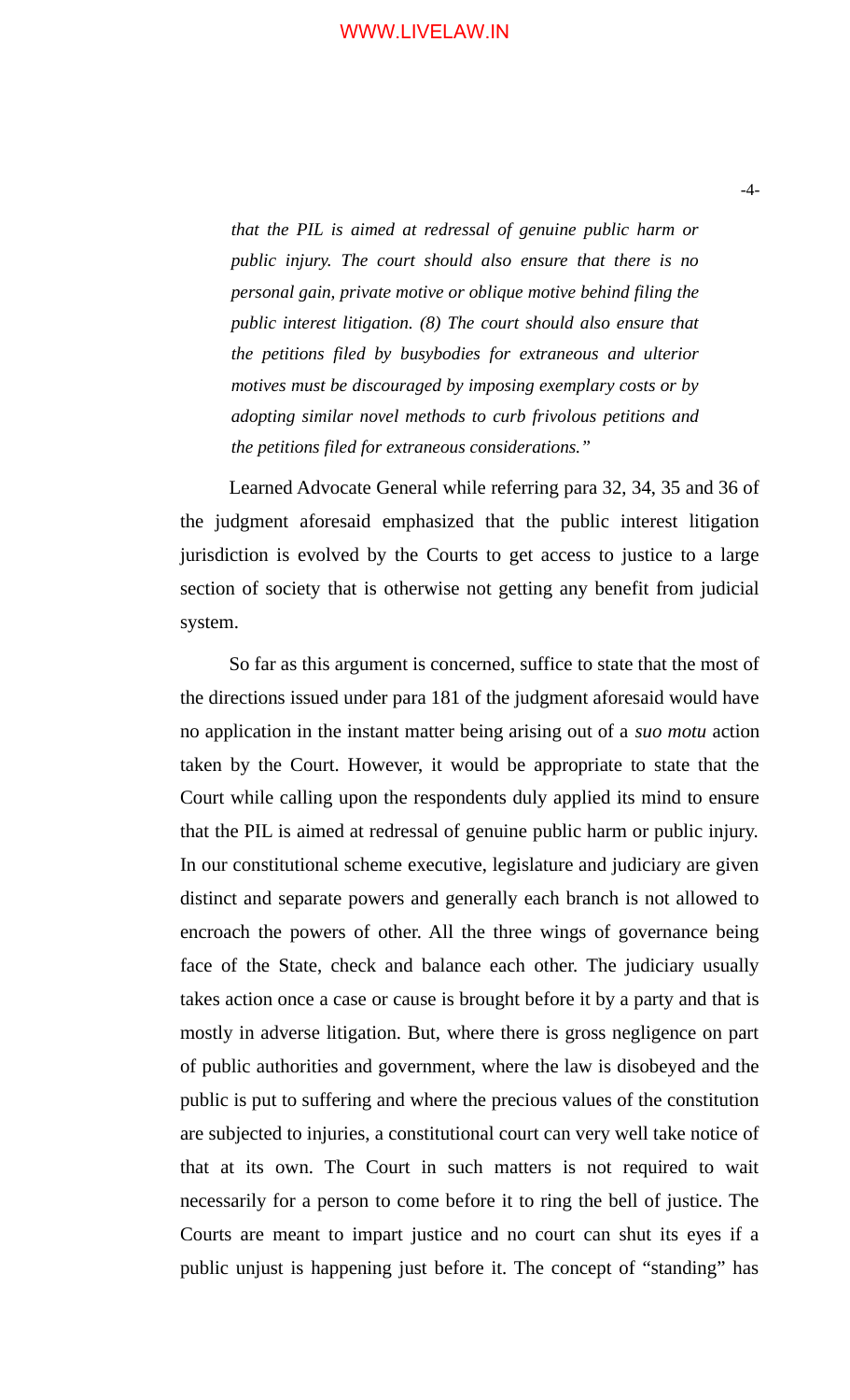*that the PIL is aimed at redressal of genuine public harm or public injury. The court should also ensure that there is no personal gain, private motive or oblique motive behind filing the public interest litigation. (8) The court should also ensure that the petitions filed by busybodies for extraneous and ulterior motives must be discouraged by imposing exemplary costs or by adopting similar novel methods to curb frivolous petitions and the petitions filed for extraneous considerations."*

Learned Advocate General while referring para 32, 34, 35 and 36 of the judgment aforesaid emphasized that the public interest litigation jurisdiction is evolved by the Courts to get access to justice to a large section of society that is otherwise not getting any benefit from judicial system.

So far as this argument is concerned, suffice to state that the most of the directions issued under para 181 of the judgment aforesaid would have no application in the instant matter being arising out of a *suo motu* action taken by the Court. However, it would be appropriate to state that the Court while calling upon the respondents duly applied its mind to ensure that the PIL is aimed at redressal of genuine public harm or public injury. In our constitutional scheme executive, legislature and judiciary are given distinct and separate powers and generally each branch is not allowed to encroach the powers of other. All the three wings of governance being face of the State, check and balance each other. The judiciary usually takes action once a case or cause is brought before it by a party and that is mostly in adverse litigation. But, where there is gross negligence on part of public authorities and government, where the law is disobeyed and the public is put to suffering and where the precious values of the constitution are subjected to injuries, a constitutional court can very well take notice of that at its own. The Court in such matters is not required to wait necessarily for a person to come before it to ring the bell of justice. The Courts are meant to impart justice and no court can shut its eyes if a public unjust is happening just before it. The concept of "standing" has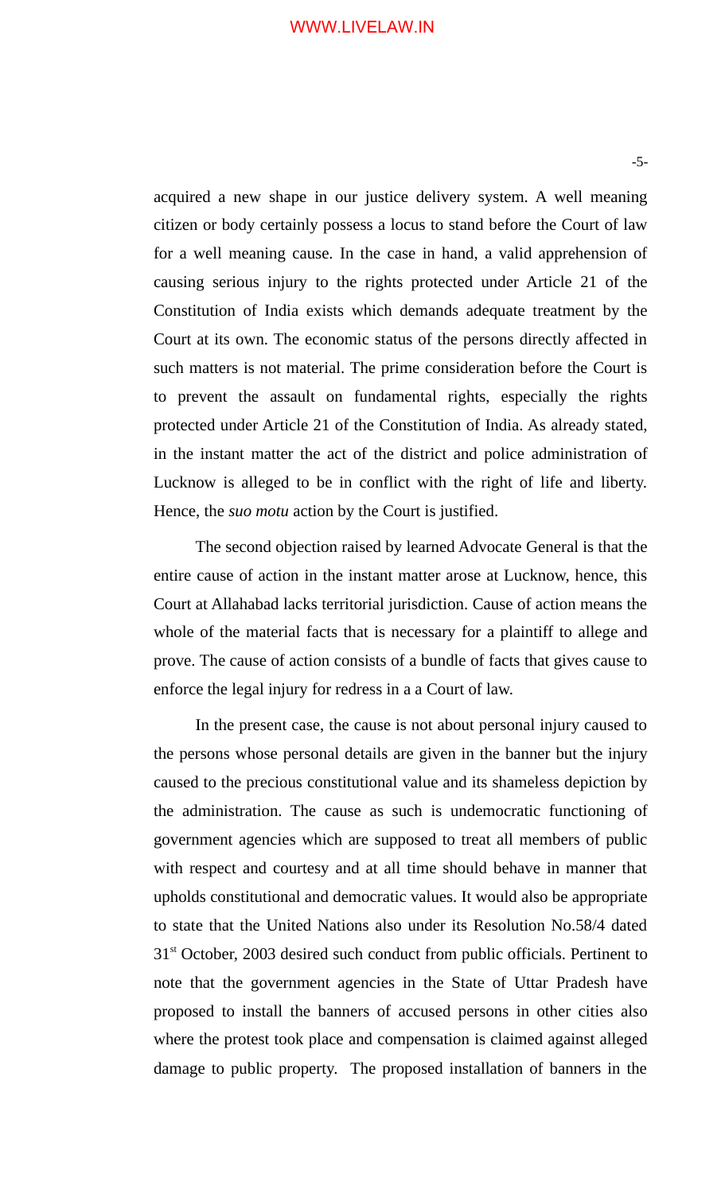acquired a new shape in our justice delivery system. A well meaning citizen or body certainly possess a locus to stand before the Court of law for a well meaning cause. In the case in hand, a valid apprehension of causing serious injury to the rights protected under Article 21 of the Constitution of India exists which demands adequate treatment by the Court at its own. The economic status of the persons directly affected in such matters is not material. The prime consideration before the Court is to prevent the assault on fundamental rights, especially the rights protected under Article 21 of the Constitution of India. As already stated, in the instant matter the act of the district and police administration of Lucknow is alleged to be in conflict with the right of life and liberty. Hence, the *suo motu* action by the Court is justified.

The second objection raised by learned Advocate General is that the entire cause of action in the instant matter arose at Lucknow, hence, this Court at Allahabad lacks territorial jurisdiction. Cause of action means the whole of the material facts that is necessary for a plaintiff to allege and prove. The cause of action consists of a bundle of facts that gives cause to enforce the legal injury for redress in a a Court of law.

In the present case, the cause is not about personal injury caused to the persons whose personal details are given in the banner but the injury caused to the precious constitutional value and its shameless depiction by the administration. The cause as such is undemocratic functioning of government agencies which are supposed to treat all members of public with respect and courtesy and at all time should behave in manner that upholds constitutional and democratic values. It would also be appropriate to state that the United Nations also under its Resolution No.58/4 dated 31st October, 2003 desired such conduct from public officials. Pertinent to note that the government agencies in the State of Uttar Pradesh have proposed to install the banners of accused persons in other cities also where the protest took place and compensation is claimed against alleged damage to public property. The proposed installation of banners in the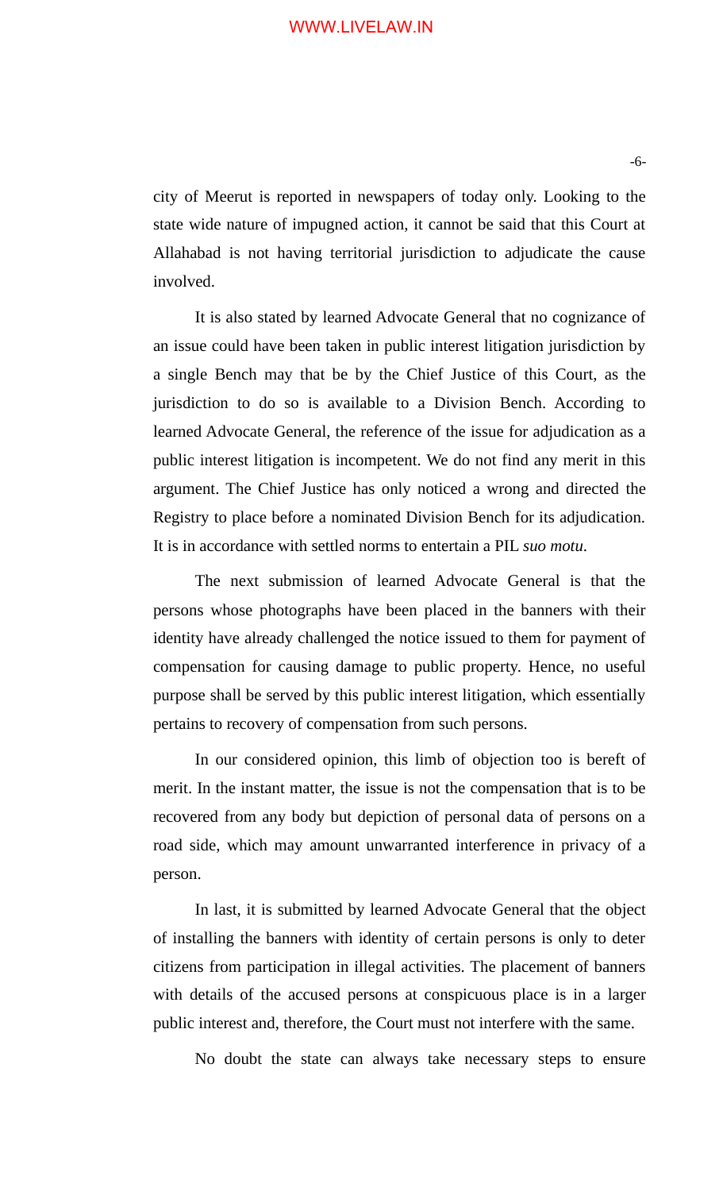city of Meerut is reported in newspapers of today only. Looking to the state wide nature of impugned action, it cannot be said that this Court at Allahabad is not having territorial jurisdiction to adjudicate the cause involved.

It is also stated by learned Advocate General that no cognizance of an issue could have been taken in public interest litigation jurisdiction by a single Bench may that be by the Chief Justice of this Court, as the jurisdiction to do so is available to a Division Bench. According to learned Advocate General, the reference of the issue for adjudication as a public interest litigation is incompetent. We do not find any merit in this argument. The Chief Justice has only noticed a wrong and directed the Registry to place before a nominated Division Bench for its adjudication. It is in accordance with settled norms to entertain a PIL *suo motu*.

The next submission of learned Advocate General is that the persons whose photographs have been placed in the banners with their identity have already challenged the notice issued to them for payment of compensation for causing damage to public property. Hence, no useful purpose shall be served by this public interest litigation, which essentially pertains to recovery of compensation from such persons.

In our considered opinion, this limb of objection too is bereft of merit. In the instant matter, the issue is not the compensation that is to be recovered from any body but depiction of personal data of persons on a road side, which may amount unwarranted interference in privacy of a person.

In last, it is submitted by learned Advocate General that the object of installing the banners with identity of certain persons is only to deter citizens from participation in illegal activities. The placement of banners with details of the accused persons at conspicuous place is in a larger public interest and, therefore, the Court must not interfere with the same.

No doubt the state can always take necessary steps to ensure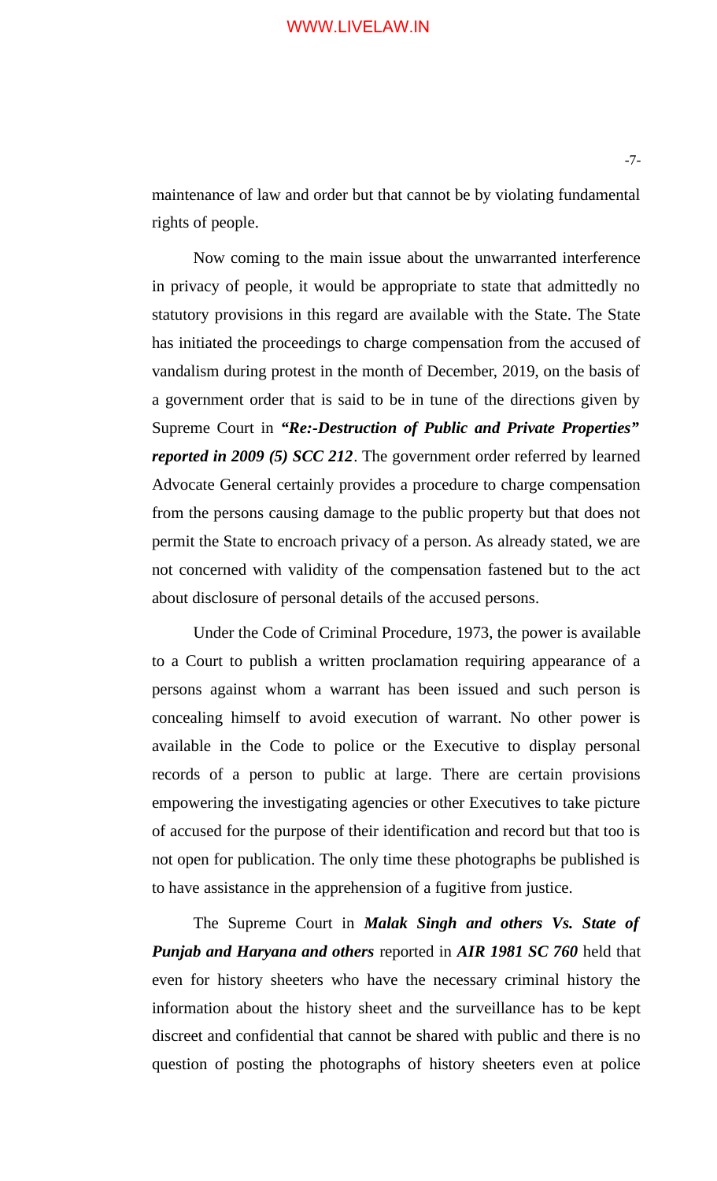maintenance of law and order but that cannot be by violating fundamental rights of people.

Now coming to the main issue about the unwarranted interference in privacy of people, it would be appropriate to state that admittedly no statutory provisions in this regard are available with the State. The State has initiated the proceedings to charge compensation from the accused of vandalism during protest in the month of December, 2019, on the basis of a government order that is said to be in tune of the directions given by Supreme Court in ***"Re:-Destruction of Public and Private Properties" reported in 2009 (5) SCC 212***. The government order referred by learned Advocate General certainly provides a procedure to charge compensation from the persons causing damage to the public property but that does not permit the State to encroach privacy of a person. As already stated, we are not concerned with validity of the compensation fastened but to the act about disclosure of personal details of the accused persons.

Under the Code of Criminal Procedure, 1973, the power is available to a Court to publish a written proclamation requiring appearance of a persons against whom a warrant has been issued and such person is concealing himself to avoid execution of warrant. No other power is available in the Code to police or the Executive to display personal records of a person to public at large. There are certain provisions empowering the investigating agencies or other Executives to take picture of accused for the purpose of their identification and record but that too is not open for publication. The only time these photographs be published is to have assistance in the apprehension of a fugitive from justice.

The Supreme Court in ***Malak Singh and others Vs. State of Punjab and Haryana and others*** reported in ***AIR 1981 SC 760*** held that even for history sheeters who have the necessary criminal history the information about the history sheet and the surveillance has to be kept discreet and confidential that cannot be shared with public and there is no question of posting the photographs of history sheeters even at police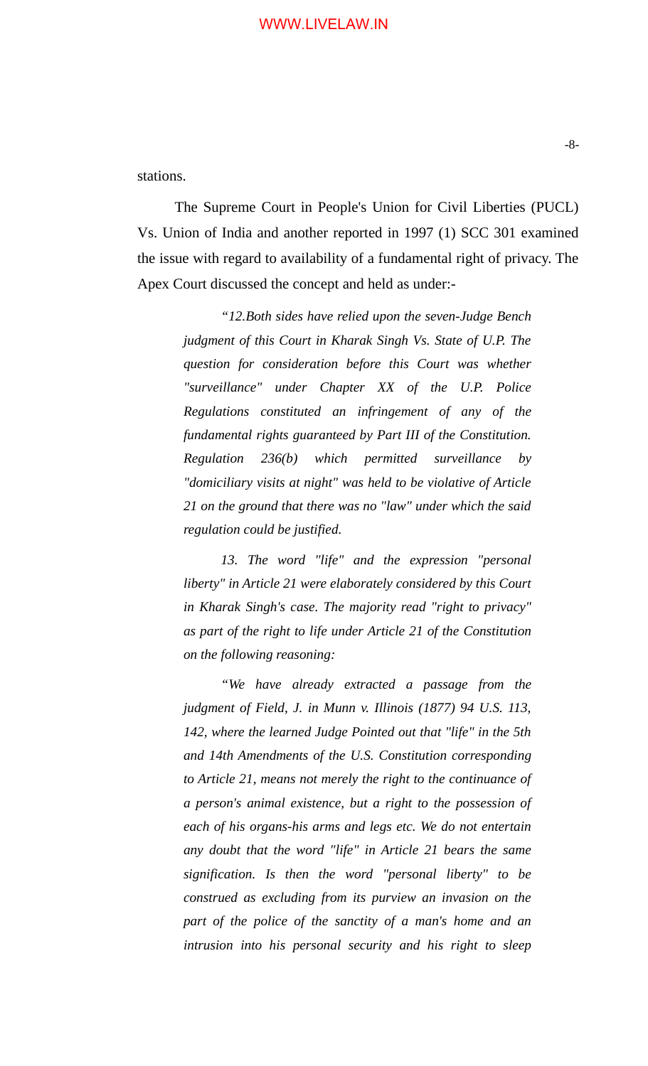stations.

The Supreme Court in People's Union for Civil Liberties (PUCL) Vs. Union of India and another reported in 1997 (1) SCC 301 examined the issue with regard to availability of a fundamental right of privacy. The Apex Court discussed the concept and held as under:-

> *"12.Both sides have relied upon the seven-Judge Bench judgment of this Court in Kharak Singh Vs. State of U.P. The question for consideration before this Court was whether "surveillance" under Chapter XX of the U.P. Police Regulations constituted an infringement of any of the fundamental rights guaranteed by Part III of the Constitution. Regulation 236(b) which permitted surveillance by "domiciliary visits at night" was held to be violative of Article 21 on the ground that there was no "law" under which the said regulation could be justified.*
>
> *13. The word "life" and the expression "personal liberty" in Article 21 were elaborately considered by this Court in Kharak Singh's case. The majority read "right to privacy" as part of the right to life under Article 21 of the Constitution on the following reasoning:*
>
> *"We have already extracted a passage from the judgment of Field, J. in Munn v. Illinois (1877) 94 U.S. 113, 142, where the learned Judge Pointed out that "life" in the 5th and 14th Amendments of the U.S. Constitution corresponding to Article 21, means not merely the right to the continuance of a person's animal existence, but a right to the possession of each of his organs-his arms and legs etc. We do not entertain any doubt that the word "life" in Article 21 bears the same signification. Is then the word "personal liberty" to be construed as excluding from its purview an invasion on the part of the police of the sanctity of a man's home and an intrusion into his personal security and his right to sleep*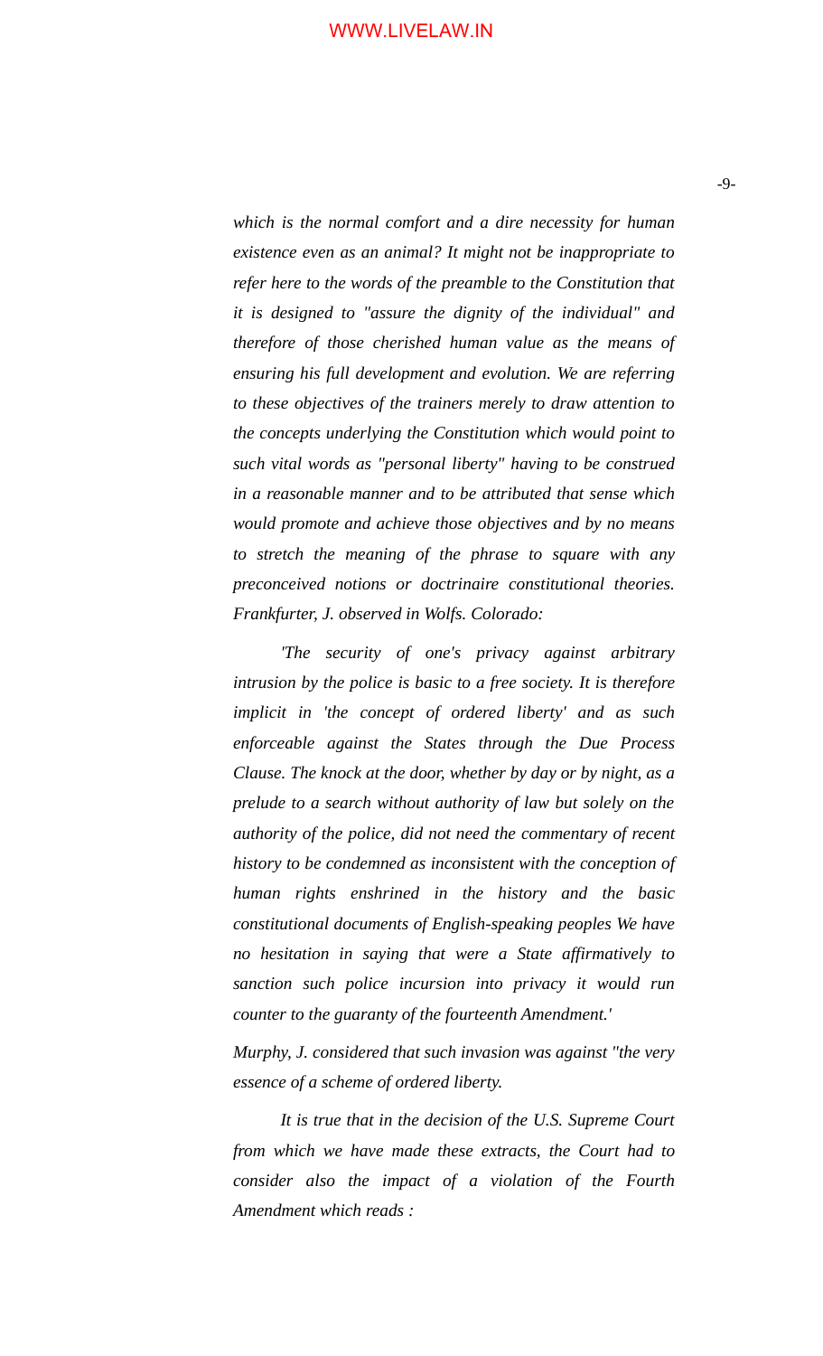*which is the normal comfort and a dire necessity for human existence even as an animal? It might not be inappropriate to refer here to the words of the preamble to the Constitution that it is designed to "assure the dignity of the individual" and therefore of those cherished human value as the means of ensuring his full development and evolution. We are referring to these objectives of the trainers merely to draw attention to the concepts underlying the Constitution which would point to such vital words as "personal liberty" having to be construed in a reasonable manner and to be attributed that sense which would promote and achieve those objectives and by no means to stretch the meaning of the phrase to square with any preconceived notions or doctrinaire constitutional theories. Frankfurter, J. observed in Wolfs. Colorado:*

*'The security of one's privacy against arbitrary intrusion by the police is basic to a free society. It is therefore implicit in 'the concept of ordered liberty' and as such enforceable against the States through the Due Process Clause. The knock at the door, whether by day or by night, as a prelude to a search without authority of law but solely on the authority of the police, did not need the commentary of recent history to be condemned as inconsistent with the conception of human rights enshrined in the history and the basic constitutional documents of English-speaking peoples We have no hesitation in saying that were a State affirmatively to sanction such police incursion into privacy it would run counter to the guaranty of the fourteenth Amendment.'*

*Murphy, J. considered that such invasion was against "the very essence of a scheme of ordered liberty.*

*It is true that in the decision of the U.S. Supreme Court from which we have made these extracts, the Court had to consider also the impact of a violation of the Fourth Amendment which reads :*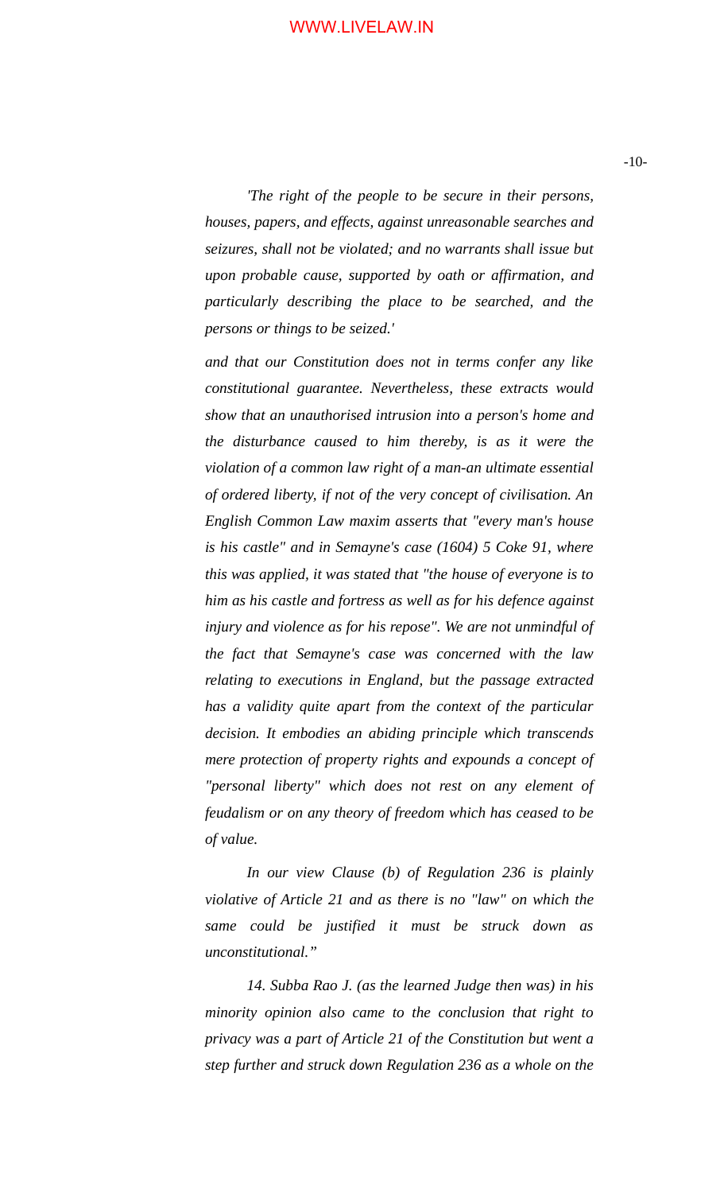*'The right of the people to be secure in their persons, houses, papers, and effects, against unreasonable searches and seizures, shall not be violated; and no warrants shall issue but upon probable cause, supported by oath or affirmation, and particularly describing the place to be searched, and the persons or things to be seized.'*

*and that our Constitution does not in terms confer any like constitutional guarantee. Nevertheless, these extracts would show that an unauthorised intrusion into a person's home and the disturbance caused to him thereby, is as it were the violation of a common law right of a man-an ultimate essential of ordered liberty, if not of the very concept of civilisation. An English Common Law maxim asserts that "every man's house is his castle" and in Semayne's case (1604) 5 Coke 91, where this was applied, it was stated that "the house of everyone is to him as his castle and fortress as well as for his defence against injury and violence as for his repose". We are not unmindful of the fact that Semayne's case was concerned with the law relating to executions in England, but the passage extracted has a validity quite apart from the context of the particular decision. It embodies an abiding principle which transcends mere protection of property rights and expounds a concept of "personal liberty" which does not rest on any element of feudalism or on any theory of freedom which has ceased to be of value.*

*In our view Clause (b) of Regulation 236 is plainly violative of Article 21 and as there is no "law" on which the same could be justified it must be struck down as unconstitutional."*

*14. Subba Rao J. (as the learned Judge then was) in his minority opinion also came to the conclusion that right to privacy was a part of Article 21 of the Constitution but went a step further and struck down Regulation 236 as a whole on the*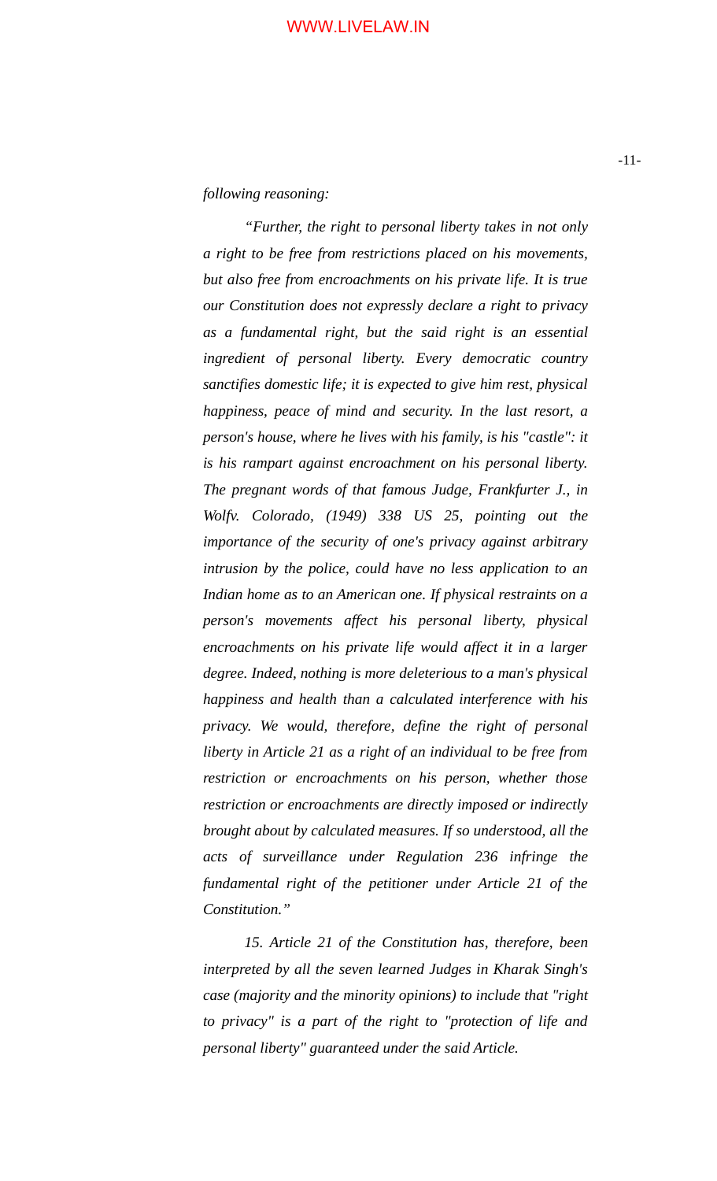*following reasoning:*

*"Further, the right to personal liberty takes in not only a right to be free from restrictions placed on his movements, but also free from encroachments on his private life. It is true our Constitution does not expressly declare a right to privacy as a fundamental right, but the said right is an essential ingredient of personal liberty. Every democratic country sanctifies domestic life; it is expected to give him rest, physical happiness, peace of mind and security. In the last resort, a person's house, where he lives with his family, is his "castle": it is his rampart against encroachment on his personal liberty. The pregnant words of that famous Judge, Frankfurter J., in Wolfv. Colorado, (1949) 338 US 25, pointing out the importance of the security of one's privacy against arbitrary intrusion by the police, could have no less application to an Indian home as to an American one. If physical restraints on a person's movements affect his personal liberty, physical encroachments on his private life would affect it in a larger degree. Indeed, nothing is more deleterious to a man's physical happiness and health than a calculated interference with his privacy. We would, therefore, define the right of personal liberty in Article 21 as a right of an individual to be free from restriction or encroachments on his person, whether those restriction or encroachments are directly imposed or indirectly brought about by calculated measures. If so understood, all the acts of surveillance under Regulation 236 infringe the fundamental right of the petitioner under Article 21 of the Constitution."*

*15. Article 21 of the Constitution has, therefore, been interpreted by all the seven learned Judges in Kharak Singh's case (majority and the minority opinions) to include that "right to privacy" is a part of the right to "protection of life and personal liberty" guaranteed under the said Article.*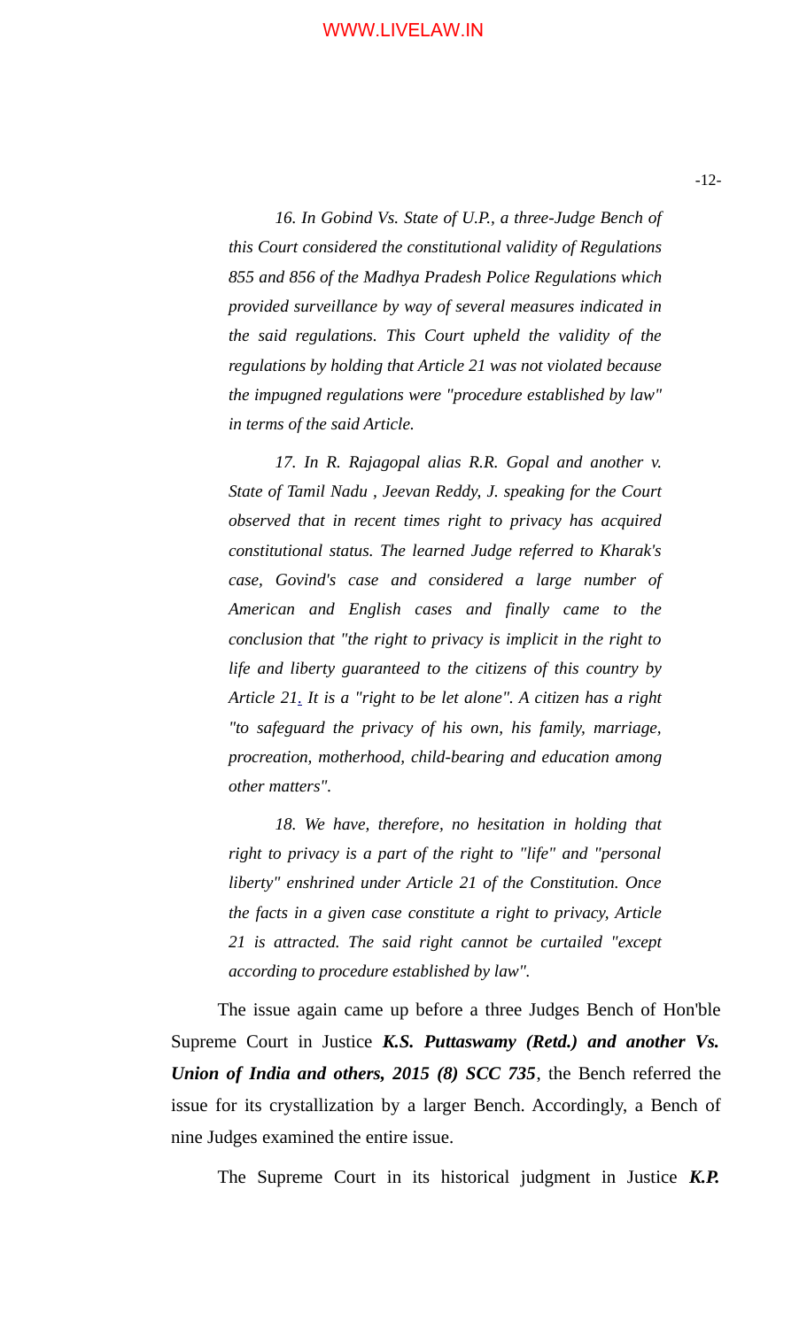*16. In Gobind Vs. State of U.P., a three-Judge Bench of this Court considered the constitutional validity of Regulations 855 and 856 of the Madhya Pradesh Police Regulations which provided surveillance by way of several measures indicated in the said regulations. This Court upheld the validity of the regulations by holding that Article 21 was not violated because the impugned regulations were "procedure established by law" in terms of the said Article.*

*17. In R. Rajagopal alias R.R. Gopal and another v. State of Tamil Nadu , Jeevan Reddy, J. speaking for the Court observed that in recent times right to privacy has acquired constitutional status. The learned Judge referred to Kharak's case, Govind's case and considered a large number of American and English cases and finally came to the conclusion that "the right to privacy is implicit in the right to life and liberty guaranteed to the citizens of this country by Article 21. It is a "right to be let alone". A citizen has a right "to safeguard the privacy of his own, his family, marriage, procreation, motherhood, child-bearing and education among other matters".*

*18. We have, therefore, no hesitation in holding that right to privacy is a part of the right to "life" and "personal liberty" enshrined under Article 21 of the Constitution. Once the facts in a given case constitute a right to privacy, Article 21 is attracted. The said right cannot be curtailed "except according to procedure established by law".*

The issue again came up before a three Judges Bench of Hon'ble Supreme Court in Justice ***K.S. Puttaswamy (Retd.) and another Vs. Union of India and others, 2015 (8) SCC 735***, the Bench referred the issue for its crystallization by a larger Bench. Accordingly, a Bench of nine Judges examined the entire issue.

The Supreme Court in its historical judgment in Justice ***K.P.***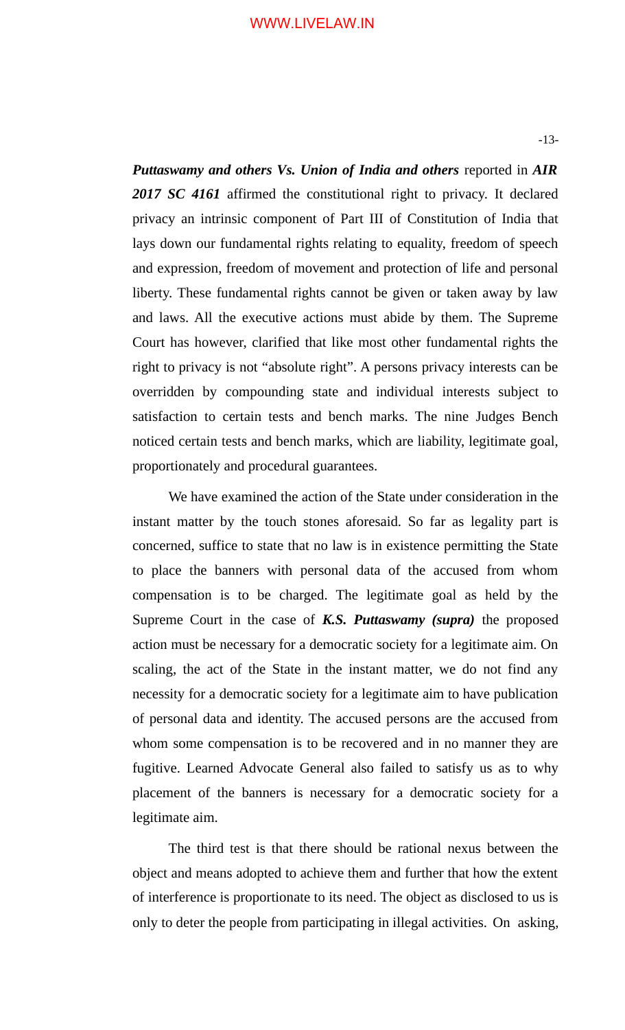***Puttaswamy and others Vs. Union of India and others*** reported in ***AIR 2017 SC 4161*** affirmed the constitutional right to privacy. It declared privacy an intrinsic component of Part III of Constitution of India that lays down our fundamental rights relating to equality, freedom of speech and expression, freedom of movement and protection of life and personal liberty. These fundamental rights cannot be given or taken away by law and laws. All the executive actions must abide by them. The Supreme Court has however, clarified that like most other fundamental rights the right to privacy is not "absolute right". A persons privacy interests can be overridden by compounding state and individual interests subject to satisfaction to certain tests and bench marks. The nine Judges Bench noticed certain tests and bench marks, which are liability, legitimate goal, proportionately and procedural guarantees.

We have examined the action of the State under consideration in the instant matter by the touch stones aforesaid. So far as legality part is concerned, suffice to state that no law is in existence permitting the State to place the banners with personal data of the accused from whom compensation is to be charged. The legitimate goal as held by the Supreme Court in the case of ***K.S. Puttaswamy (supra)*** the proposed action must be necessary for a democratic society for a legitimate aim. On scaling, the act of the State in the instant matter, we do not find any necessity for a democratic society for a legitimate aim to have publication of personal data and identity. The accused persons are the accused from whom some compensation is to be recovered and in no manner they are fugitive. Learned Advocate General also failed to satisfy us as to why placement of the banners is necessary for a democratic society for a legitimate aim.

The third test is that there should be rational nexus between the object and means adopted to achieve them and further that how the extent of interference is proportionate to its need. The object as disclosed to us is only to deter the people from participating in illegal activities. On asking,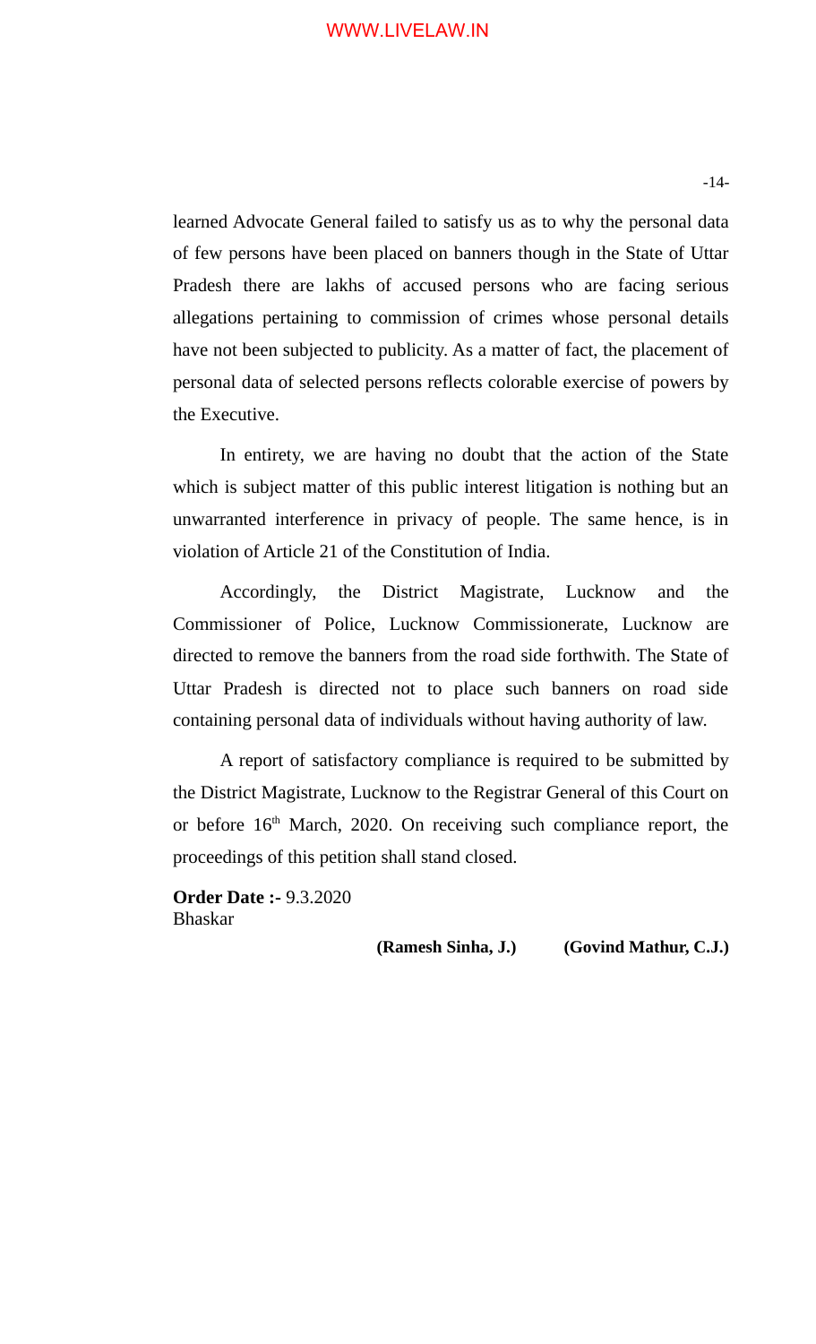learned Advocate General failed to satisfy us as to why the personal data of few persons have been placed on banners though in the State of Uttar Pradesh there are lakhs of accused persons who are facing serious allegations pertaining to commission of crimes whose personal details have not been subjected to publicity. As a matter of fact, the placement of personal data of selected persons reflects colorable exercise of powers by the Executive.

In entirety, we are having no doubt that the action of the State which is subject matter of this public interest litigation is nothing but an unwarranted interference in privacy of people. The same hence, is in violation of Article 21 of the Constitution of India.

Accordingly, the District Magistrate, Lucknow and the Commissioner of Police, Lucknow Commissionerate, Lucknow are directed to remove the banners from the road side forthwith. The State of Uttar Pradesh is directed not to place such banners on road side containing personal data of individuals without having authority of law.

A report of satisfactory compliance is required to be submitted by the District Magistrate, Lucknow to the Registrar General of this Court on or before 16th March, 2020. On receiving such compliance report, the proceedings of this petition shall stand closed.

**Order Date :-** 9.3.2020
Bhaskar

**(Ramesh Sinha, J.)** **(Govind Mathur, C.J.)**